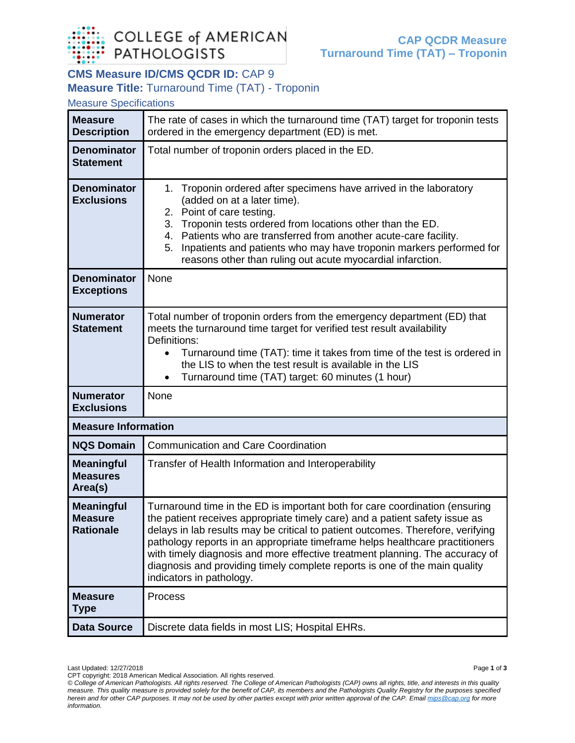# CAP QCDR Measure
# Turnaround Time (TAT) – Troponin

## CMS Measure ID/CMS QCDR ID: CAP 9

## Measure Title: Turnaround Time (TAT) - Troponin

### Measure Specifications

| | |
|---|---|
| **Measure Description** | The rate of cases in which the turnaround time (TAT) target for troponin tests ordered in the emergency department (ED) is met. |
| **Denominator Statement** | Total number of troponin orders placed in the ED. |
| **Denominator Exclusions** | 1. Troponin ordered after specimens have arrived in the laboratory (added on at a later time).<br>2. Point of care testing.<br>3. Troponin tests ordered from locations other than the ED.<br>4. Patients who are transferred from another acute-care facility.<br>5. Inpatients and patients who may have troponin markers performed for reasons other than ruling out acute myocardial infarction. |
| **Denominator Exceptions** | None |
| **Numerator Statement** | Total number of troponin orders from the emergency department (ED) that meets the turnaround time target for verified test result availability<br>Definitions:<br>• Turnaround time (TAT): time it takes from time of the test is ordered in the LIS to when the test result is available in the LIS<br>• Turnaround time (TAT) target: 60 minutes (1 hour) |
| **Numerator Exclusions** | None |
| **Measure Information** | |
| **NQS Domain** | Communication and Care Coordination |
| **Meaningful Measures Area(s)** | Transfer of Health Information and Interoperability |
| **Meaningful Measure Rationale** | Turnaround time in the ED is important both for care coordination (ensuring the patient receives appropriate timely care) and a patient safety issue as delays in lab results may be critical to patient outcomes. Therefore, verifying pathology reports in an appropriate timeframe helps healthcare practitioners with timely diagnosis and more effective treatment planning. The accuracy of diagnosis and providing timely complete reports is one of the main quality indicators in pathology. |
| **Measure Type** | Process |
| **Data Source** | Discrete data fields in most LIS; Hospital EHRs. |

Last Updated: 12/27/2018
CPT copyright: 2018 American Medical Association. All rights reserved.
*© College of American Pathologists. All rights reserved. The College of American Pathologists (CAP) owns all rights, title, and interests in this quality measure. This quality measure is provided solely for the benefit of CAP, its members and the Pathologists Quality Registry for the purposes specified herein and for other CAP purposes. It may not be used by other parties except with prior written approval of the CAP. Email mips@cap.org for more information.*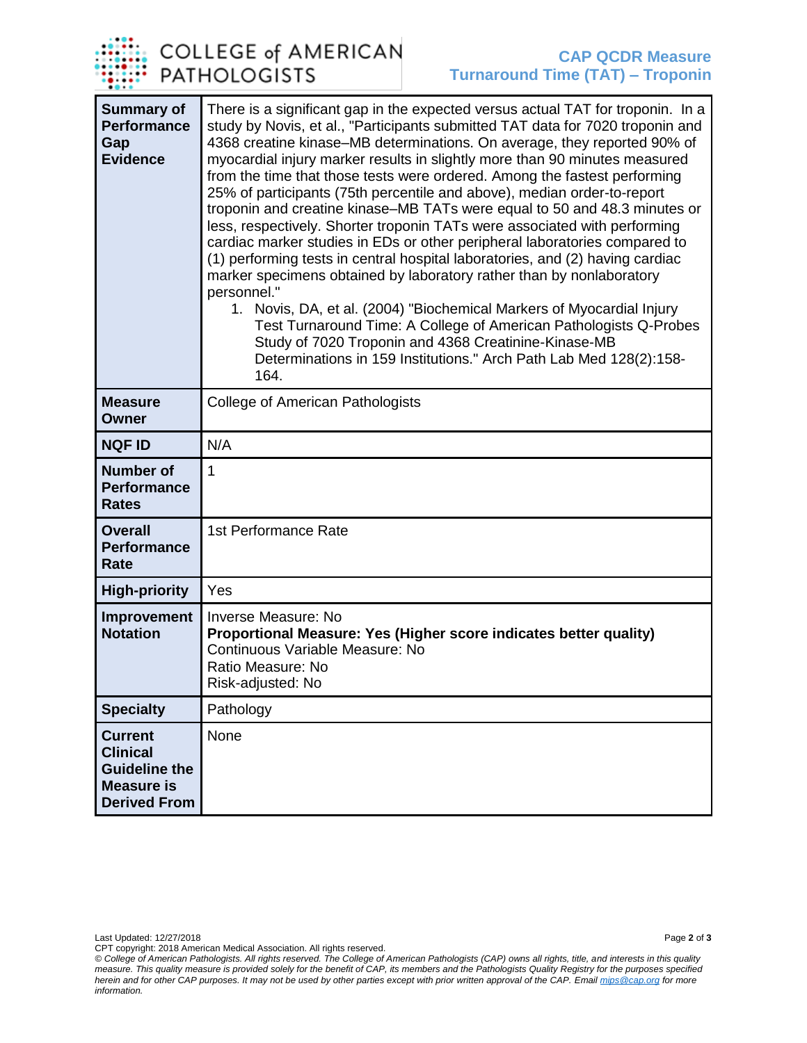| | |
|---|---|
| **Summary of Performance Gap Evidence** | There is a significant gap in the expected versus actual TAT for troponin. In a study by Novis, et al., "Participants submitted TAT data for 7020 troponin and 4368 creatine kinase–MB determinations. On average, they reported 90% of myocardial injury marker results in slightly more than 90 minutes measured from the time that those tests were ordered. Among the fastest performing 25% of participants (75th percentile and above), median order-to-report troponin and creatine kinase–MB TATs were equal to 50 and 48.3 minutes or less, respectively. Shorter troponin TATs were associated with performing cardiac marker studies in EDs or other peripheral laboratories compared to (1) performing tests in central hospital laboratories, and (2) having cardiac marker specimens obtained by laboratory rather than by nonlaboratory personnel." <br>1. Novis, DA, et al. (2004) "Biochemical Markers of Myocardial Injury Test Turnaround Time: A College of American Pathologists Q-Probes Study of 7020 Troponin and 4368 Creatinine-Kinase-MB Determinations in 159 Institutions." Arch Path Lab Med 128(2):158-164. |
| **Measure Owner** | College of American Pathologists |
| **NQF ID** | N/A |
| **Number of Performance Rates** | 1 |
| **Overall Performance Rate** | 1st Performance Rate |
| **High-priority** | Yes |
| **Improvement Notation** | Inverse Measure: No<br>**Proportional Measure: Yes (Higher score indicates better quality)**<br>Continuous Variable Measure: No<br>Ratio Measure: No<br>Risk-adjusted: No |
| **Specialty** | Pathology |
| **Current Clinical Guideline the Measure is Derived From** | None |

Last Updated: 12/27/2018

CPT copyright: 2018 American Medical Association. All rights reserved.

*© College of American Pathologists. All rights reserved. The College of American Pathologists (CAP) owns all rights, title, and interests in this quality measure. This quality measure is provided solely for the benefit of CAP, its members and the Pathologists Quality Registry for the purposes specified herein and for other CAP purposes. It may not be used by other parties except with prior written approval of the CAP. Email mips@cap.org for more information.*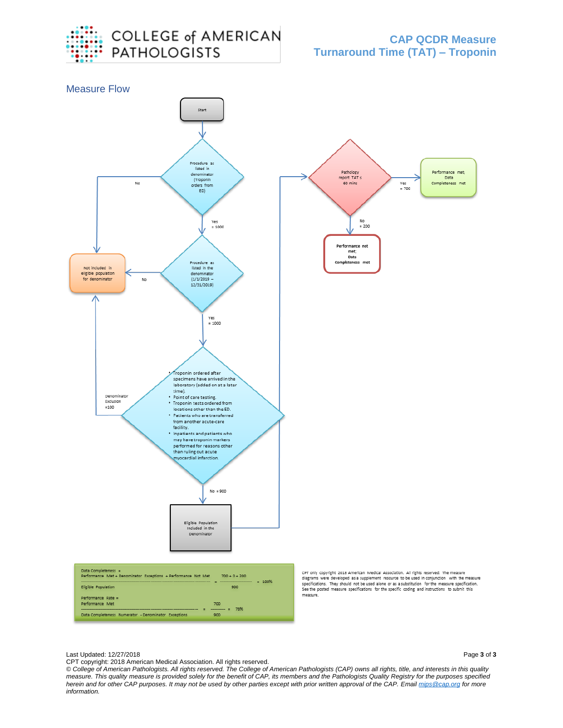# CAP QCDR Measure
# Turnaround Time (TAT) – Troponin

## Measure Flow

Start

Procedure as listed in denominator (Troponin orders from ED)

No

Yes = 1000

Procedure as listed in the denominator (1/1/2019 – 12/31/2019)

No

Not included in eligible population for denominator

Yes = 1000

- Troponin ordered after specimens have arrived in the laboratory (added on at a later time).
- Point of care testing.
- Troponin tests ordered from locations other than the ED.
- Patients who are transferred from another acute-care facility.
- Inpatients and patients who may have troponin markers performed for reasons other than ruling out acute myocardial infarction.

Denominator Exclusion =100

No = 900

Eligible Population Included in the Denominator

Pathology report TAT ≤ 60 mins

Yes = 700

Performance met; Data Completeness met

No = 200

Performance not met; Data Completeness met

Data Completeness =

$$\frac{\text{Performance Met} + \text{Denominator Exceptions} + \text{Performance Not Met}}{\text{Eligible Population}} = \frac{700 + 0 + 200}{900} = 100\%$$

Performance Rate =

$$\frac{\text{Performance Met}}{\text{Data Completeness Numerator} - \text{Denominator Exceptions}} = \frac{700}{900} = 78\%$$

CPT only copyright 2018 American Medical Association. All rights reserved. The measure diagrams were developed as a supplement resource to be used in conjunction with the measure specifications. They should not be used alone or as a substitution for the measure specification. See the posted measure specifications for the specific coding and instructions to submit this measure.

Last Updated: 12/27/2018

CPT copyright: 2018 American Medical Association. All rights reserved.

*© College of American Pathologists. All rights reserved. The College of American Pathologists (CAP) owns all rights, title, and interests in this quality measure. This quality measure is provided solely for the benefit of CAP, its members and the Pathologists Quality Registry for the purposes specified herein and for other CAP purposes. It may not be used by other parties except with prior written approval of the CAP. Email mips@cap.org for more information.*